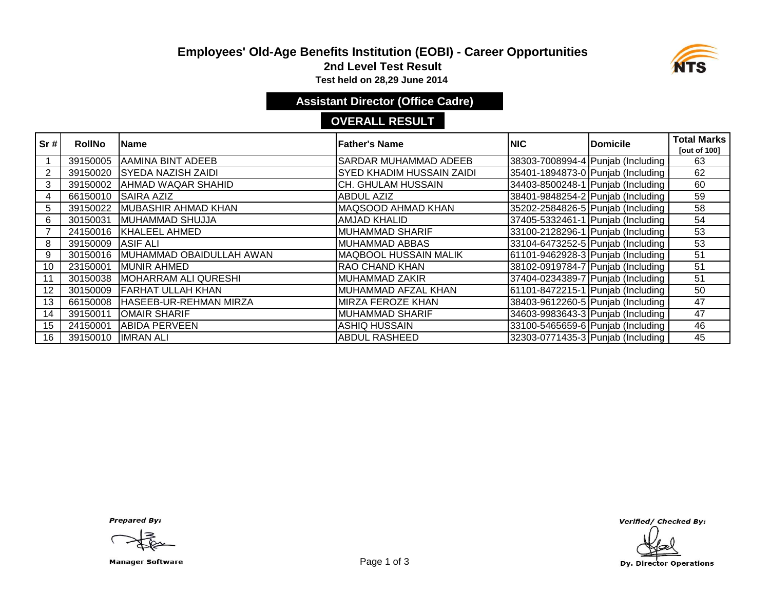# Employees' Old-Age Benefits Institution (EOBI) - Career Opportunities

## 2nd Level Test Result

**Test held on 28,29 June 2014**

### Assistant Director (Office Cadre)

### OVERALL RESULT

| Sr # | RollNo | Name | Father's Name | NIC | Domicile | Total Marks [out of 100] |
|---|---|---|---|---|---|---|
| 1 | 39150005 | AAMINA BINT ADEEB | SARDAR MUHAMMAD ADEEB | 38303-7008994-4 | Punjab (Including | 63 |
| 2 | 39150020 | SYEDA NAZISH ZAIDI | SYED KHADIM HUSSAIN ZAIDI | 35401-1894873-0 | Punjab (Including | 62 |
| 3 | 39150002 | AHMAD WAQAR SHAHID | CH. GHULAM HUSSAIN | 34403-8500248-1 | Punjab (Including | 60 |
| 4 | 66150010 | SAIRA AZIZ | ABDUL AZIZ | 38401-9848254-2 | Punjab (Including | 59 |
| 5 | 39150022 | MUBASHIR AHMAD KHAN | MAQSOOD AHMAD KHAN | 35202-2584826-5 | Punjab (Including | 58 |
| 6 | 30150031 | MUHAMMAD SHUJJA | AMJAD KHALID | 37405-5332461-1 | Punjab (Including | 54 |
| 7 | 24150016 | KHALEEL AHMED | MUHAMMAD SHARIF | 33100-2128296-1 | Punjab (Including | 53 |
| 8 | 39150009 | ASIF ALI | MUHAMMAD ABBAS | 33104-6473252-5 | Punjab (Including | 53 |
| 9 | 30150016 | MUHAMMAD OBAIDULLAH AWAN | MAQBOOL HUSSAIN MALIK | 61101-9462928-3 | Punjab (Including | 51 |
| 10 | 23150001 | MUNIR AHMED | RAO CHAND KHAN | 38102-0919784-7 | Punjab (Including | 51 |
| 11 | 30150038 | MOHARRAM ALI QURESHI | MUHAMMAD ZAKIR | 37404-0234389-7 | Punjab (Including | 51 |
| 12 | 30150009 | FARHAT ULLAH KHAN | MUHAMMAD AFZAL KHAN | 61101-8472215-1 | Punjab (Including | 50 |
| 13 | 66150008 | HASEEB-UR-REHMAN MIRZA | MIRZA FEROZE KHAN | 38403-9612260-5 | Punjab (Including | 47 |
| 14 | 39150011 | OMAIR SHARIF | MUHAMMAD SHARIF | 34603-9983643-3 | Punjab (Including | 47 |
| 15 | 24150001 | ABIDA PERVEEN | ASHIQ HUSSAIN | 33100-5465659-6 | Punjab (Including | 46 |
| 16 | 39150010 | IMRAN ALI | ABDUL RASHEED | 32303-0771435-3 | Punjab (Including | 45 |

*Prepared By:*

Manager Software

*Verified/ Checked By:*

Dy. Director Operations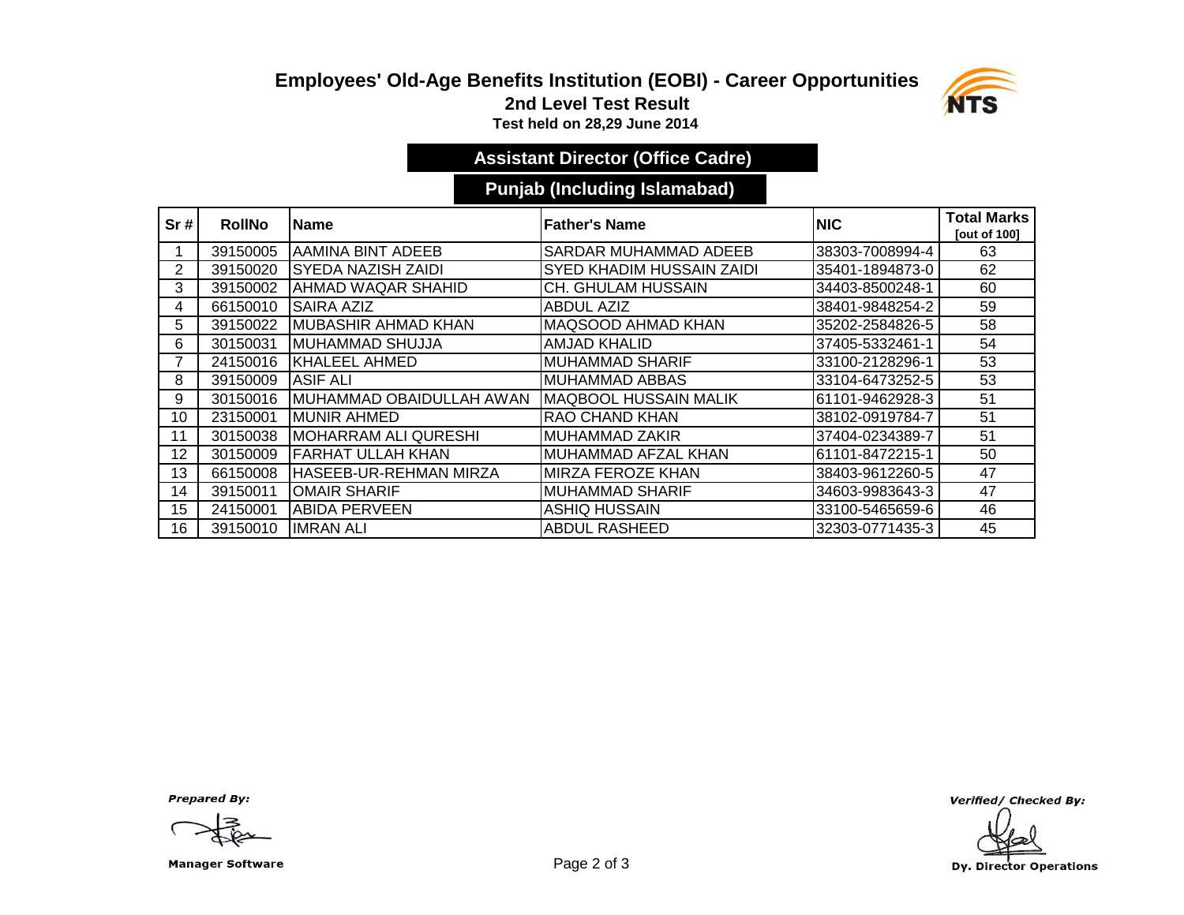# Employees' Old-Age Benefits Institution (EOBI) - Career Opportunities

## 2nd Level Test Result

**Test held on 28,29 June 2014**

### Assistant Director (Office Cadre)

### Punjab (Including Islamabad)

| Sr # | RollNo | Name | Father's Name | NIC | Total Marks [out of 100] |
|---|---|---|---|---|---|
| 1 | 39150005 | AAMINA BINT ADEEB | SARDAR MUHAMMAD ADEEB | 38303-7008994-4 | 63 |
| 2 | 39150020 | SYEDA NAZISH ZAIDI | SYED KHADIM HUSSAIN ZAIDI | 35401-1894873-0 | 62 |
| 3 | 39150002 | AHMAD WAQAR SHAHID | CH. GHULAM HUSSAIN | 34403-8500248-1 | 60 |
| 4 | 66150010 | SAIRA AZIZ | ABDUL AZIZ | 38401-9848254-2 | 59 |
| 5 | 39150022 | MUBASHIR AHMAD KHAN | MAQSOOD AHMAD KHAN | 35202-2584826-5 | 58 |
| 6 | 30150031 | MUHAMMAD SHUJJA | AMJAD KHALID | 37405-5332461-1 | 54 |
| 7 | 24150016 | KHALEEL AHMED | MUHAMMAD SHARIF | 33100-2128296-1 | 53 |
| 8 | 39150009 | ASIF ALI | MUHAMMAD ABBAS | 33104-6473252-5 | 53 |
| 9 | 30150016 | MUHAMMAD OBAIDULLAH AWAN | MAQBOOL HUSSAIN MALIK | 61101-9462928-3 | 51 |
| 10 | 23150001 | MUNIR AHMED | RAO CHAND KHAN | 38102-0919784-7 | 51 |
| 11 | 30150038 | MOHARRAM ALI QURESHI | MUHAMMAD ZAKIR | 37404-0234389-7 | 51 |
| 12 | 30150009 | FARHAT ULLAH KHAN | MUHAMMAD AFZAL KHAN | 61101-8472215-1 | 50 |
| 13 | 66150008 | HASEEB-UR-REHMAN MIRZA | MIRZA FEROZE KHAN | 38403-9612260-5 | 47 |
| 14 | 39150011 | OMAIR SHARIF | MUHAMMAD SHARIF | 34603-9983643-3 | 47 |
| 15 | 24150001 | ABIDA PERVEEN | ASHIQ HUSSAIN | 33100-5465659-6 | 46 |
| 16 | 39150010 | IMRAN ALI | ABDUL RASHEED | 32303-0771435-3 | 45 |

*Prepared By:*

Manager Software

*Verified/ Checked By:*

Dy. Director Operations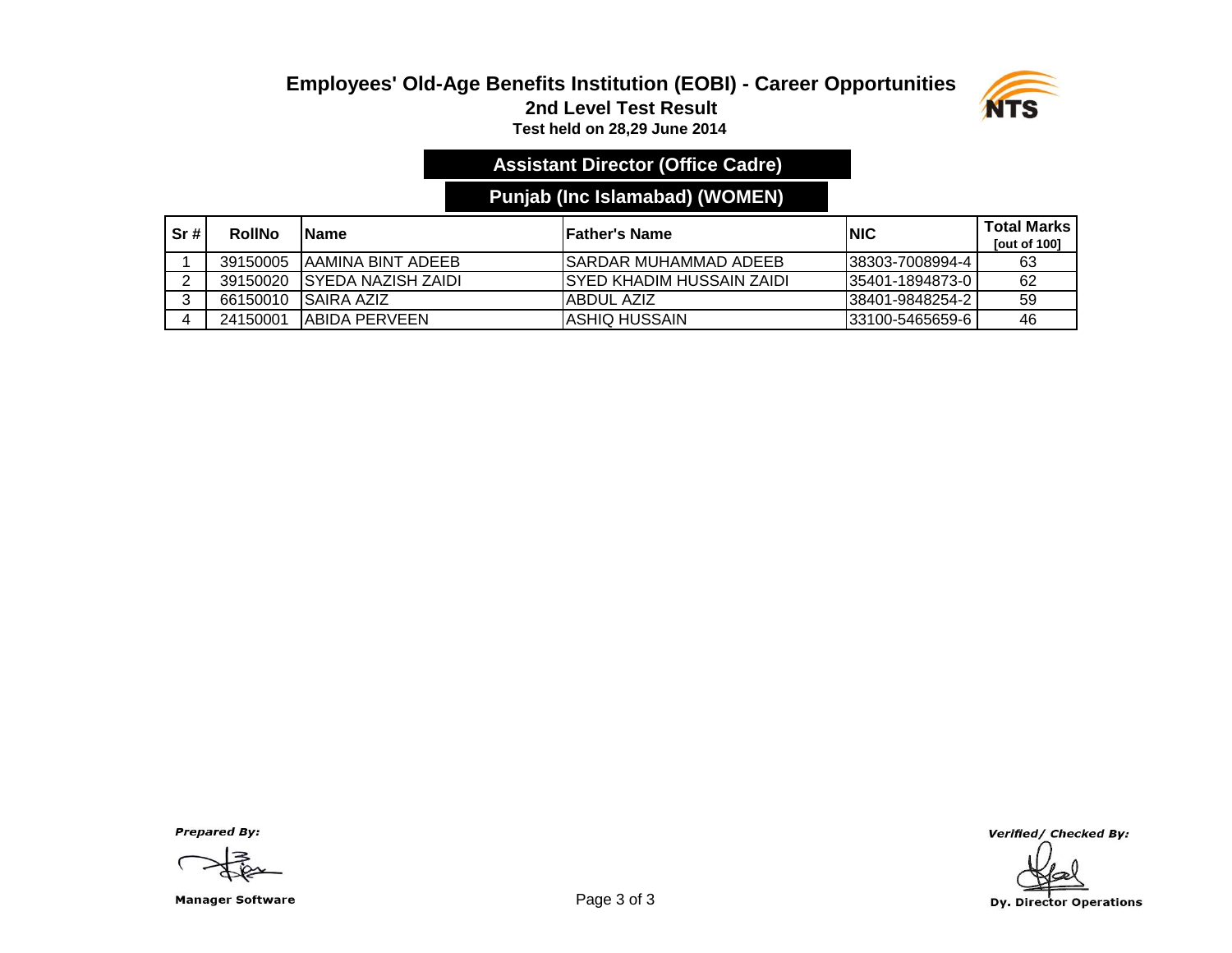# Employees' Old-Age Benefits Institution (EOBI) - Career Opportunities

## 2nd Level Test Result

**Test held on 28,29 June 2014**

### Assistant Director (Office Cadre)

### Punjab (Inc Islamabad) (WOMEN)

| Sr # | RollNo | Name | Father's Name | NIC | Total Marks [out of 100] |
|---|---|---|---|---|---|
| 1 | 39150005 | AAMINA BINT ADEEB | SARDAR MUHAMMAD ADEEB | 38303-7008994-4 | 63 |
| 2 | 39150020 | SYEDA NAZISH ZAIDI | SYED KHADIM HUSSAIN ZAIDI | 35401-1894873-0 | 62 |
| 3 | 66150010 | SAIRA AZIZ | ABDUL AZIZ | 38401-9848254-2 | 59 |
| 4 | 24150001 | ABIDA PERVEEN | ASHIQ HUSSAIN | 33100-5465659-6 | 46 |

*Prepared By:*

**Manager Software**

*Verified/ Checked By:*

**Dy. Director Operations**